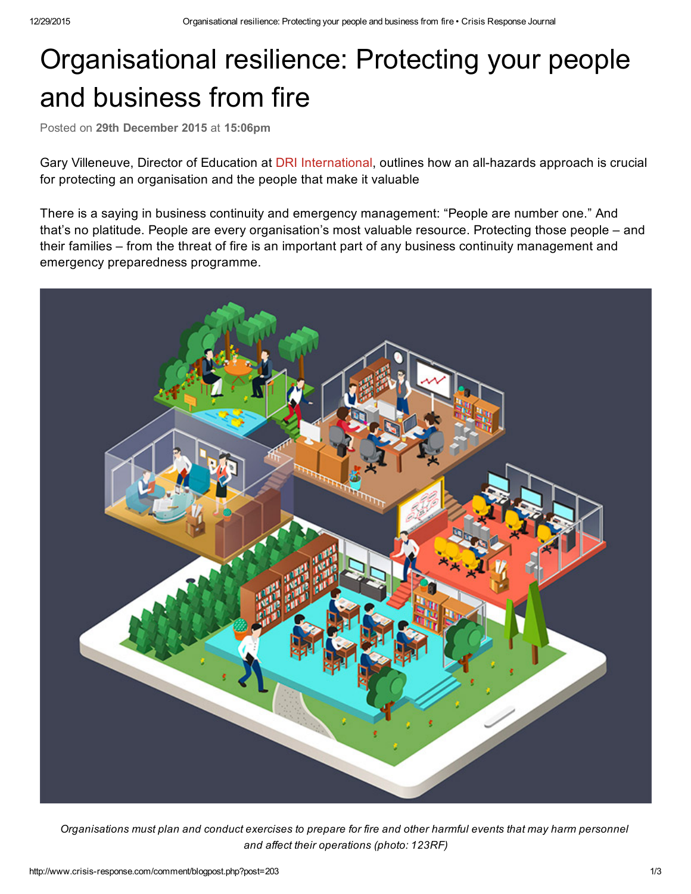# Organisational resilience: Protecting your people and business from fire

Posted on **29th December 2015** at **15:06pm**

Gary Villeneuve, Director of Education at DRI International, outlines how an all-hazards approach is crucial for protecting an organisation and the people that make it valuable

There is a saying in business continuity and emergency management: “People are number one.” And that’s no platitude. People are every organisation’s most valuable resource. Protecting those people – and their families – from the threat of fire is an important part of any business continuity management and emergency preparedness programme.

*Organisations must plan and conduct exercises to prepare for fire and other harmful events that may harm personnel and affect their operations (photo: 123RF)*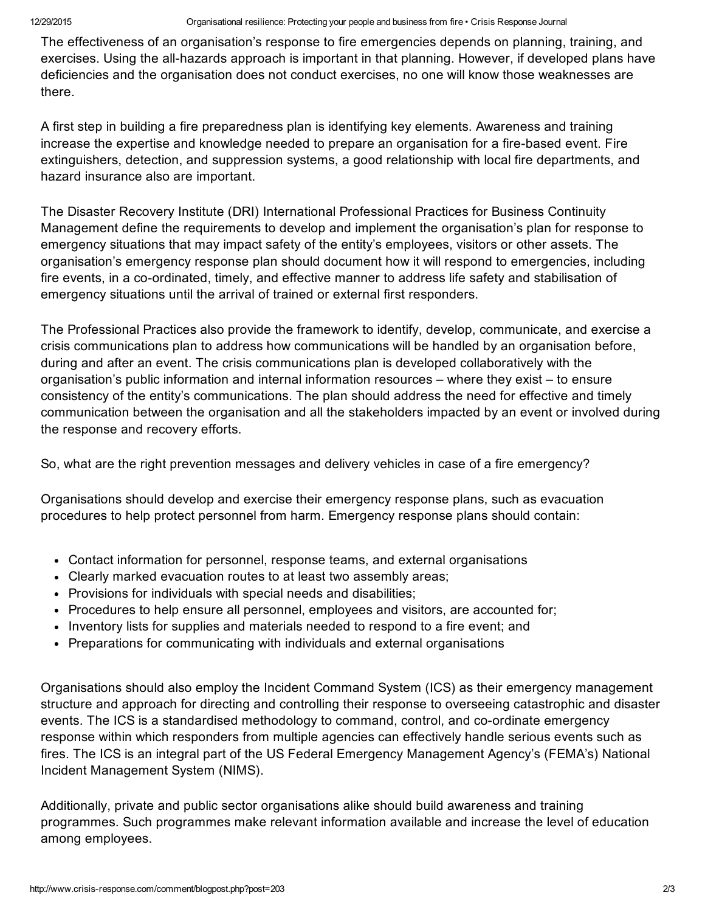The effectiveness of an organisation's response to fire emergencies depends on planning, training, and exercises. Using the all-hazards approach is important in that planning. However, if developed plans have deficiencies and the organisation does not conduct exercises, no one will know those weaknesses are there.

A first step in building a fire preparedness plan is identifying key elements. Awareness and training increase the expertise and knowledge needed to prepare an organisation for a fire-based event. Fire extinguishers, detection, and suppression systems, a good relationship with local fire departments, and hazard insurance also are important.

The Disaster Recovery Institute (DRI) International Professional Practices for Business Continuity Management define the requirements to develop and implement the organisation's plan for response to emergency situations that may impact safety of the entity's employees, visitors or other assets. The organisation's emergency response plan should document how it will respond to emergencies, including fire events, in a co-ordinated, timely, and effective manner to address life safety and stabilisation of emergency situations until the arrival of trained or external first responders.

The Professional Practices also provide the framework to identify, develop, communicate, and exercise a crisis communications plan to address how communications will be handled by an organisation before, during and after an event. The crisis communications plan is developed collaboratively with the organisation's public information and internal information resources – where they exist – to ensure consistency of the entity's communications. The plan should address the need for effective and timely communication between the organisation and all the stakeholders impacted by an event or involved during the response and recovery efforts.

So, what are the right prevention messages and delivery vehicles in case of a fire emergency?

Organisations should develop and exercise their emergency response plans, such as evacuation procedures to help protect personnel from harm. Emergency response plans should contain:

- Contact information for personnel, response teams, and external organisations
- Clearly marked evacuation routes to at least two assembly areas;
- Provisions for individuals with special needs and disabilities;
- Procedures to help ensure all personnel, employees and visitors, are accounted for;
- Inventory lists for supplies and materials needed to respond to a fire event; and
- Preparations for communicating with individuals and external organisations

Organisations should also employ the Incident Command System (ICS) as their emergency management structure and approach for directing and controlling their response to overseeing catastrophic and disaster events. The ICS is a standardised methodology to command, control, and co-ordinate emergency response within which responders from multiple agencies can effectively handle serious events such as fires. The ICS is an integral part of the US Federal Emergency Management Agency's (FEMA's) National Incident Management System (NIMS).

Additionally, private and public sector organisations alike should build awareness and training programmes. Such programmes make relevant information available and increase the level of education among employees.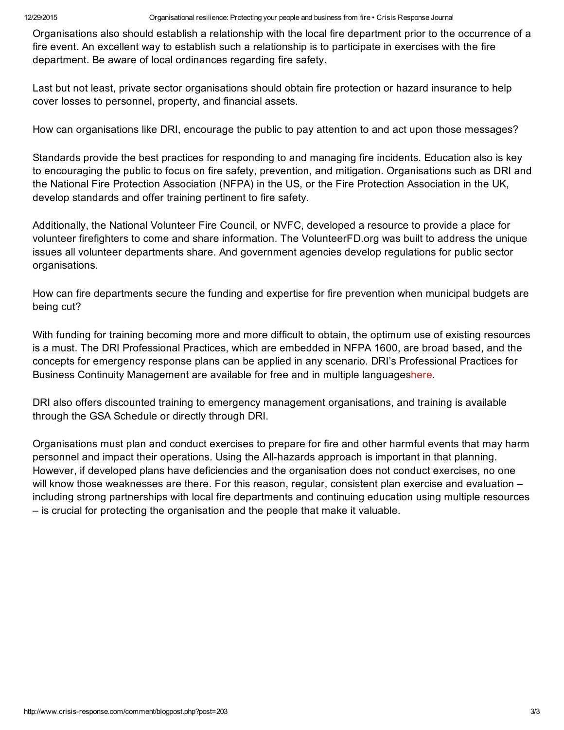Organisations also should establish a relationship with the local fire department prior to the occurrence of a fire event. An excellent way to establish such a relationship is to participate in exercises with the fire department. Be aware of local ordinances regarding fire safety.

Last but not least, private sector organisations should obtain fire protection or hazard insurance to help cover losses to personnel, property, and financial assets.

How can organisations like DRI, encourage the public to pay attention to and act upon those messages?

Standards provide the best practices for responding to and managing fire incidents. Education also is key to encouraging the public to focus on fire safety, prevention, and mitigation. Organisations such as DRI and the National Fire Protection Association (NFPA) in the US, or the Fire Protection Association in the UK, develop standards and offer training pertinent to fire safety.

Additionally, the National Volunteer Fire Council, or NVFC, developed a resource to provide a place for volunteer firefighters to come and share information. The VolunteerFD.org was built to address the unique issues all volunteer departments share. And government agencies develop regulations for public sector organisations.

How can fire departments secure the funding and expertise for fire prevention when municipal budgets are being cut?

With funding for training becoming more and more difficult to obtain, the optimum use of existing resources is a must. The DRI Professional Practices, which are embedded in NFPA 1600, are broad based, and the concepts for emergency response plans can be applied in any scenario. DRI's Professional Practices for Business Continuity Management are available for free and in multiple languageshere.

DRI also offers discounted training to emergency management organisations, and training is available through the GSA Schedule or directly through DRI.

Organisations must plan and conduct exercises to prepare for fire and other harmful events that may harm personnel and impact their operations. Using the All-hazards approach is important in that planning. However, if developed plans have deficiencies and the organisation does not conduct exercises, no one will know those weaknesses are there. For this reason, regular, consistent plan exercise and evaluation – including strong partnerships with local fire departments and continuing education using multiple resources – is crucial for protecting the organisation and the people that make it valuable.